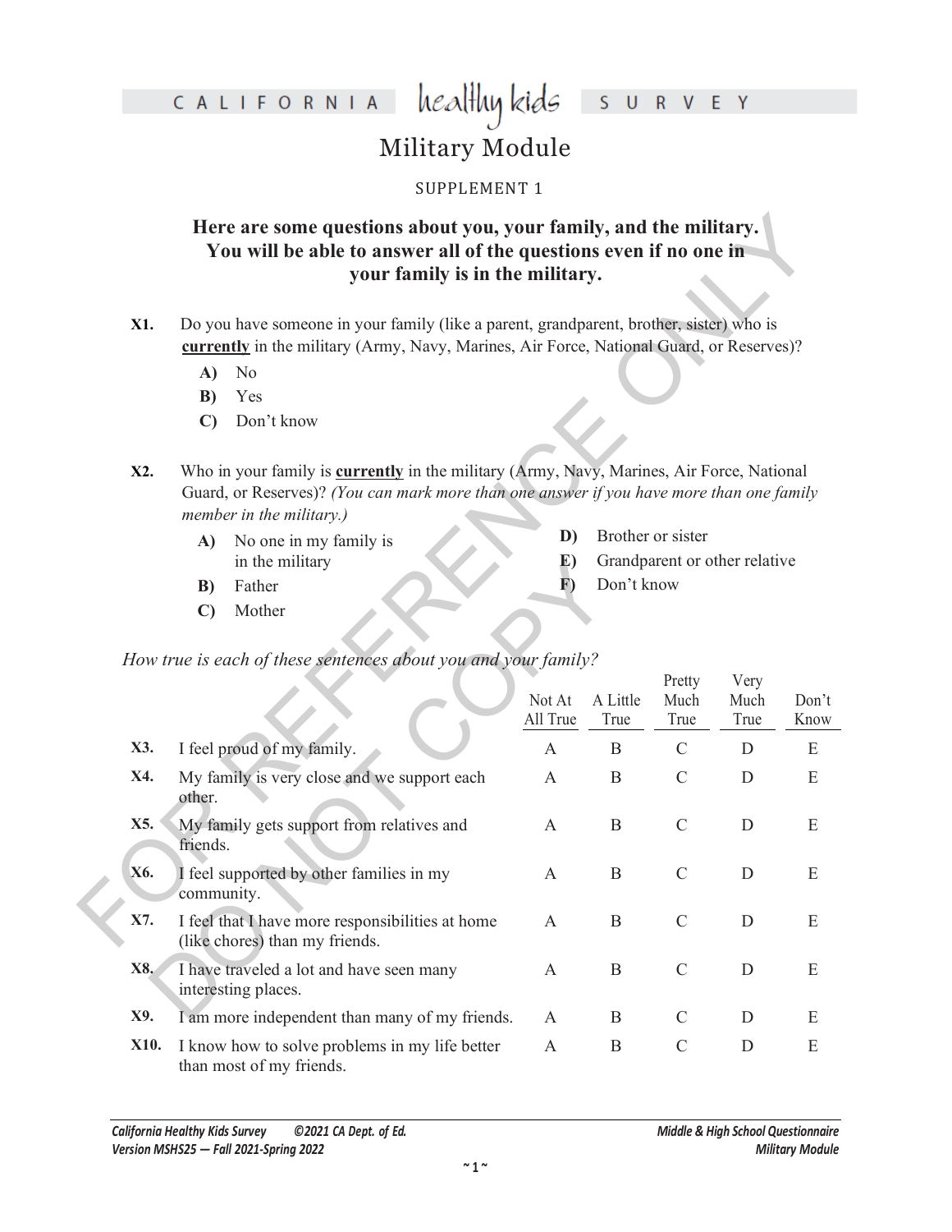# CALIFORNIA healthy kids SURVEY

## Military Module

SUPPLEMENT 1

**Here are some questions about you, your family, and the military. You will be able to answer all of the questions even if no one in your family is in the military.**

**X1.** Do you have someone in your family (like a parent, grandparent, brother, sister) who is **currently** in the military (Army, Navy, Marines, Air Force, National Guard, or Reserves)?

- **A)** No
- **B)** Yes
- **C)** Don't know

**X2.** Who in your family is **currently** in the military (Army, Navy, Marines, Air Force, National Guard, or Reserves)? *(You can mark more than one answer if you have more than one family member in the military.)*

- **A)** No one in my family is in the military
- **B)** Father
- **C)** Mother
- **D)** Brother or sister
- **E)** Grandparent or other relative
- **F)** Don't know

*How true is each of these sentences about you and your family?*

| | | Not At All True | A Little True | Pretty Much True | Very Much True | Don't Know |
|---|---|---|---|---|---|---|
| **X3.** | I feel proud of my family. | A | B | C | D | E |
| **X4.** | My family is very close and we support each other. | A | B | C | D | E |
| **X5.** | My family gets support from relatives and friends. | A | B | C | D | E |
| **X6.** | I feel supported by other families in my community. | A | B | C | D | E |
| **X7.** | I feel that I have more responsibilities at home (like chores) than my friends. | A | B | C | D | E |
| **X8.** | I have traveled a lot and have seen many interesting places. | A | B | C | D | E |
| **X9.** | I am more independent than many of my friends. | A | B | C | D | E |
| **X10.** | I know how to solve problems in my life better than most of my friends. | A | B | C | D | E |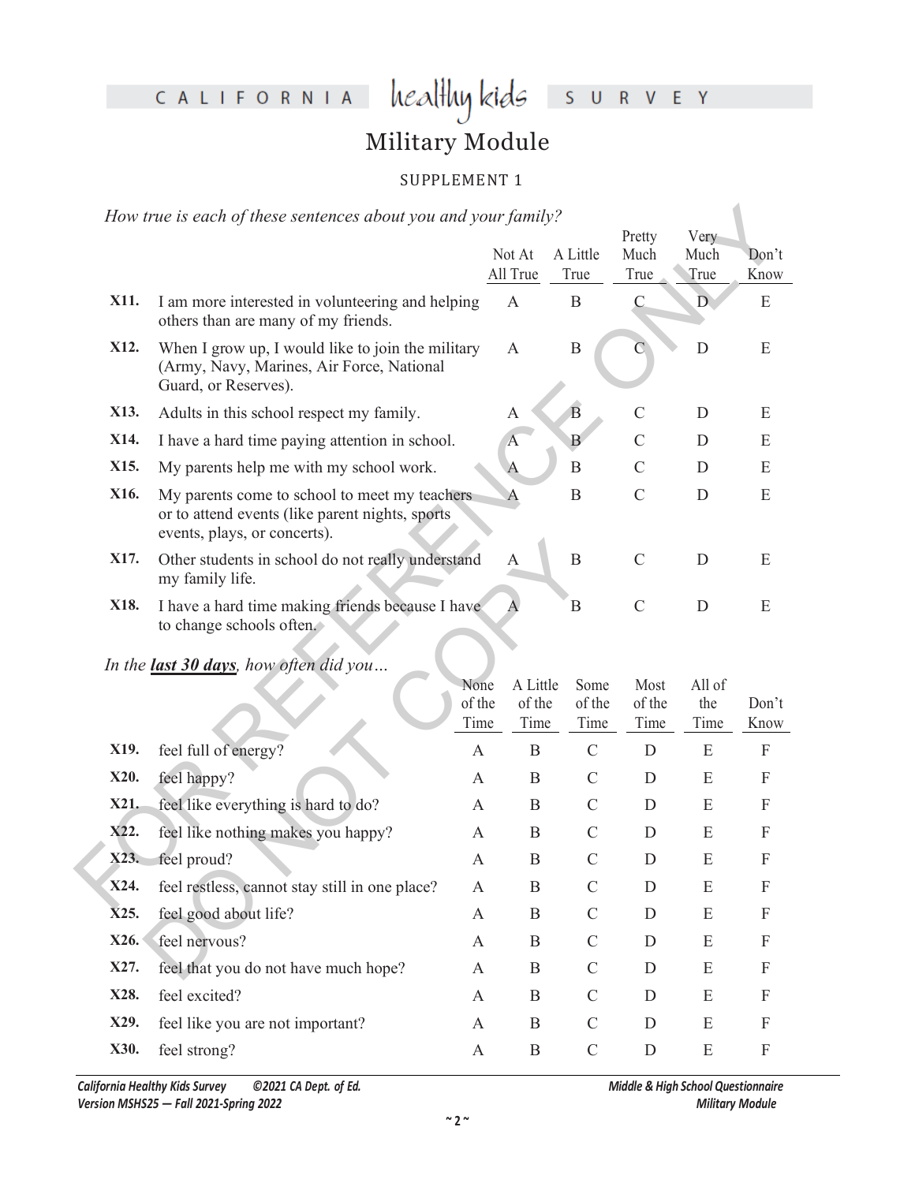# Military Module

SUPPLEMENT 1

*How true is each of these sentences about you and your family?*

| | | Not At All True | A Little True | Pretty Much True | Very Much True | Don't Know |
|---|---|---|---|---|---|---|
| X11. | I am more interested in volunteering and helping others than are many of my friends. | A | B | C | D | E |
| X12. | When I grow up, I would like to join the military (Army, Navy, Marines, Air Force, National Guard, or Reserves). | A | B | C | D | E |
| X13. | Adults in this school respect my family. | A | B | C | D | E |
| X14. | I have a hard time paying attention in school. | A | B | C | D | E |
| X15. | My parents help me with my school work. | A | B | C | D | E |
| X16. | My parents come to school to meet my teachers or to attend events (like parent nights, sports events, plays, or concerts). | A | B | C | D | E |
| X17. | Other students in school do not really understand my family life. | A | B | C | D | E |
| X18. | I have a hard time making friends because I have to change schools often. | A | B | C | D | E |

*In the **last 30 days**, how often did you…*

| | | None of the Time | A Little of the Time | Some of the Time | Most of the Time | All of the Time | Don't Know |
|---|---|---|---|---|---|---|---|
| X19. | feel full of energy? | A | B | C | D | E | F |
| X20. | feel happy? | A | B | C | D | E | F |
| X21. | feel like everything is hard to do? | A | B | C | D | E | F |
| X22. | feel like nothing makes you happy? | A | B | C | D | E | F |
| X23. | feel proud? | A | B | C | D | E | F |
| X24. | feel restless, cannot stay still in one place? | A | B | C | D | E | F |
| X25. | feel good about life? | A | B | C | D | E | F |
| X26. | feel nervous? | A | B | C | D | E | F |
| X27. | feel that you do not have much hope? | A | B | C | D | E | F |
| X28. | feel excited? | A | B | C | D | E | F |
| X29. | feel like you are not important? | A | B | C | D | E | F |
| X30. | feel strong? | A | B | C | D | E | F |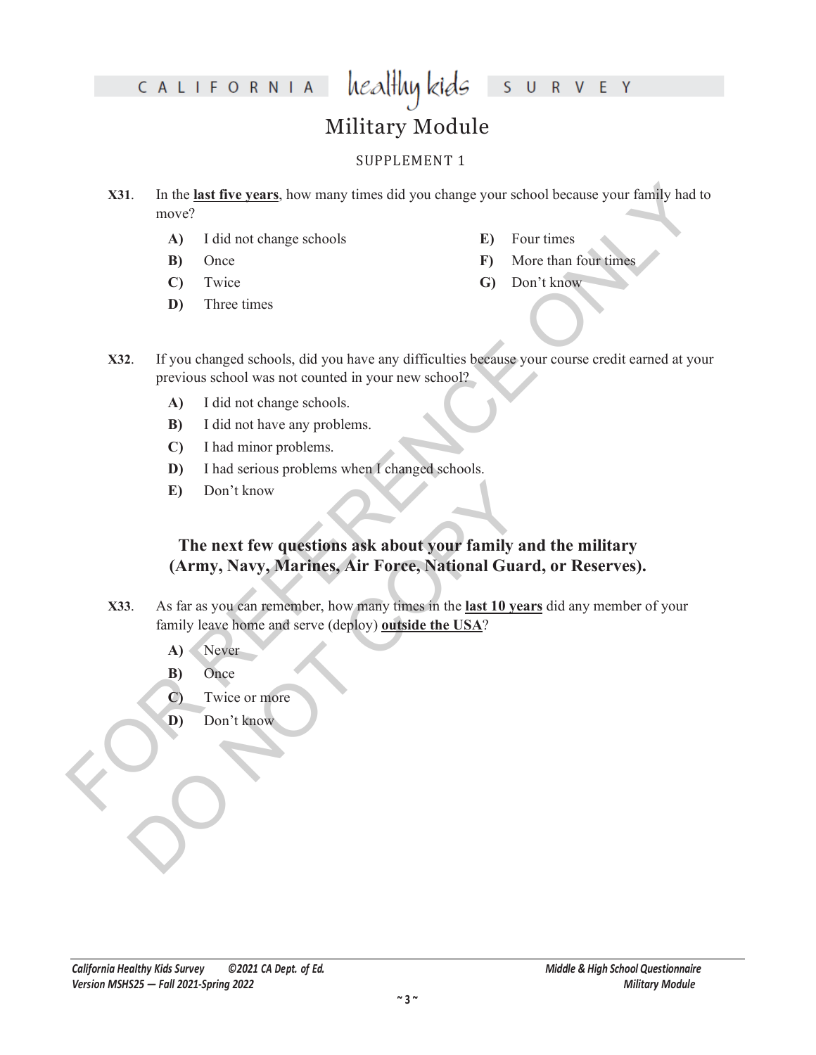# Military Module

SUPPLEMENT 1

**X31**. In the **last five years**, how many times did you change your school because your family had to move?

- **A)** I did not change schools
- **B)** Once
- **C)** Twice
- **D)** Three times
- **E)** Four times
- **F)** More than four times
- **G)** Don't know

**X32**. If you changed schools, did you have any difficulties because your course credit earned at your previous school was not counted in your new school?

- **A)** I did not change schools.
- **B)** I did not have any problems.
- **C)** I had minor problems.
- **D)** I had serious problems when I changed schools.
- **E)** Don't know

**The next few questions ask about your family and the military (Army, Navy, Marines, Air Force, National Guard, or Reserves).**

**X33**. As far as you can remember, how many times in the **last 10 years** did any member of your family leave home and serve (deploy) **outside the USA**?

- **A)** Never
- **B)** Once
- **C)** Twice or more
- **D)** Don't know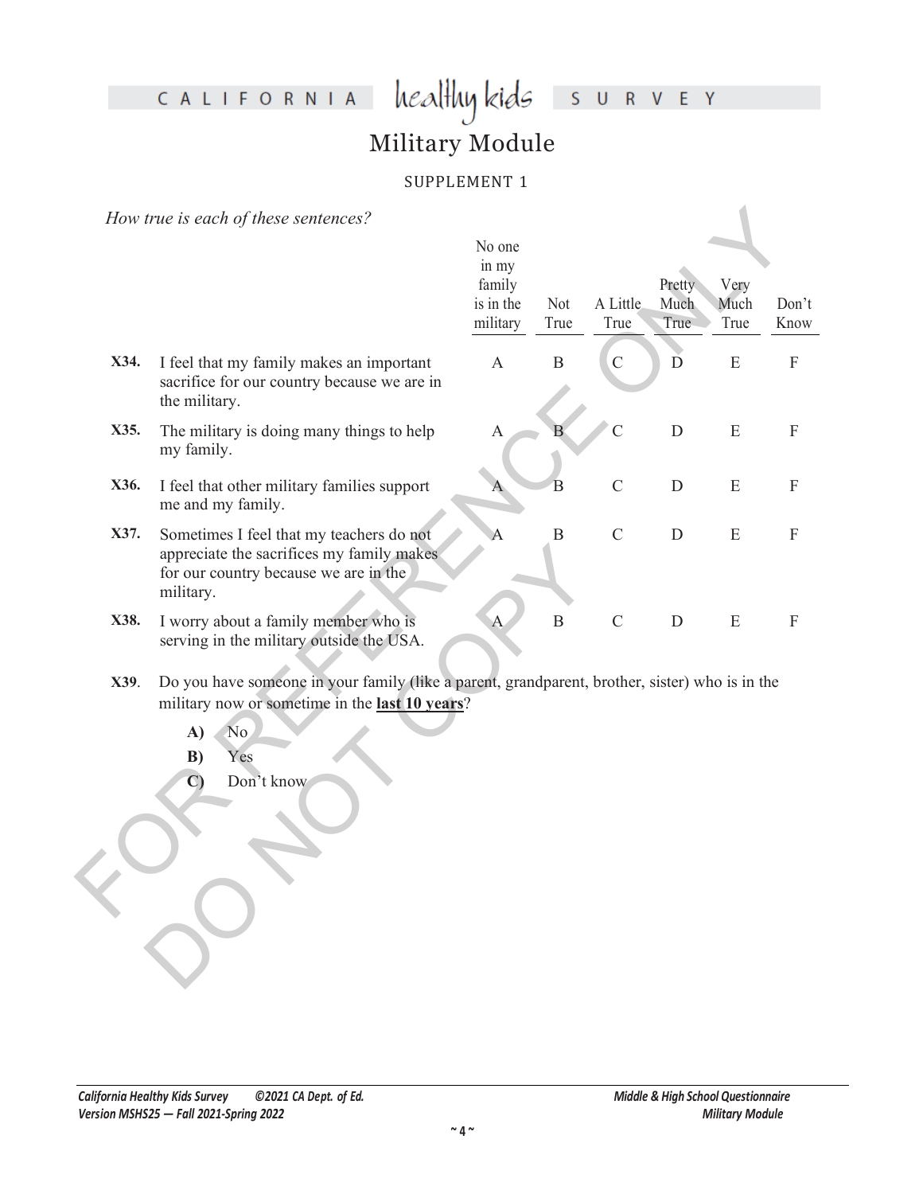# Military Module

SUPPLEMENT 1

*How true is each of these sentences?*

| | | No one in my family is in the military | Not True | A Little True | Pretty Much True | Very Much True | Don't Know |
|---|---|---|---|---|---|---|---|
| **X34.** | I feel that my family makes an important sacrifice for our country because we are in the military. | A | B | C | D | E | F |
| **X35.** | The military is doing many things to help my family. | A | B | C | D | E | F |
| **X36.** | I feel that other military families support me and my family. | A | B | C | D | E | F |
| **X37.** | Sometimes I feel that my teachers do not appreciate the sacrifices my family makes for our country because we are in the military. | A | B | C | D | E | F |
| **X38.** | I worry about a family member who is serving in the military outside the USA. | A | B | C | D | E | F |

**X39**. Do you have someone in your family (like a parent, grandparent, brother, sister) who is in the military now or sometime in the **last 10 years**?

- **A)** No
- **B)** Yes
- **C)** Don't know

*California Healthy Kids Survey ©2021 CA Dept. of Ed.*
*Version MSHS25 — Fall 2021-Spring 2022*

*Middle & High School Questionnaire*
*Military Module*